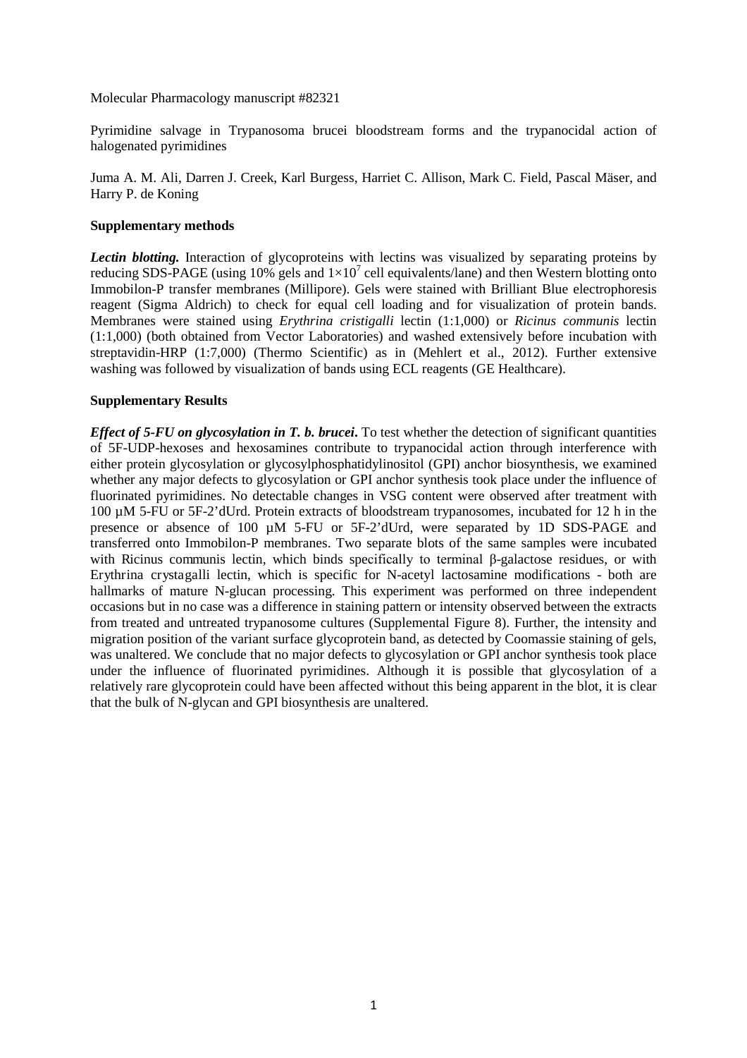Molecular Pharmacology manuscript #82321

Pyrimidine salvage in Trypanosoma brucei bloodstream forms and the trypanocidal action of halogenated pyrimidines

Juma A. M. Ali, Darren J. Creek, Karl Burgess, Harriet C. Allison, Mark C. Field, Pascal Mäser, and Harry P. de Koning

## Supplementary methods

***Lectin blotting.*** Interaction of glycoproteins with lectins was visualized by separating proteins by reducing SDS-PAGE (using 10% gels and $1\times10^{7}$ cell equivalents/lane) and then Western blotting onto Immobilon-P transfer membranes (Millipore). Gels were stained with Brilliant Blue electrophoresis reagent (Sigma Aldrich) to check for equal cell loading and for visualization of protein bands. Membranes were stained using *Erythrina cristigalli* lectin (1:1,000) or *Ricinus communis* lectin (1:1,000) (both obtained from Vector Laboratories) and washed extensively before incubation with streptavidin-HRP (1:7,000) (Thermo Scientific) as in (Mehlert et al., 2012). Further extensive washing was followed by visualization of bands using ECL reagents (GE Healthcare).

## Supplementary Results

***Effect of 5-FU on glycosylation in T. b. brucei*.** To test whether the detection of significant quantities of 5F-UDP-hexoses and hexosamines contribute to trypanocidal action through interference with either protein glycosylation or glycosylphosphatidylinositol (GPI) anchor biosynthesis, we examined whether any major defects to glycosylation or GPI anchor synthesis took place under the influence of fluorinated pyrimidines. No detectable changes in VSG content were observed after treatment with 100 µM 5-FU or 5F-2'dUrd. Protein extracts of bloodstream trypanosomes, incubated for 12 h in the presence or absence of 100 µM 5-FU or 5F-2'dUrd, were separated by 1D SDS-PAGE and transferred onto Immobilon-P membranes. Two separate blots of the same samples were incubated with Ricinus communis lectin, which binds specifically to terminal β-galactose residues, or with Erythrina crystagalli lectin, which is specific for N-acetyl lactosamine modifications - both are hallmarks of mature N-glucan processing. This experiment was performed on three independent occasions but in no case was a difference in staining pattern or intensity observed between the extracts from treated and untreated trypanosome cultures (Supplemental Figure 8). Further, the intensity and migration position of the variant surface glycoprotein band, as detected by Coomassie staining of gels, was unaltered. We conclude that no major defects to glycosylation or GPI anchor synthesis took place under the influence of fluorinated pyrimidines. Although it is possible that glycosylation of a relatively rare glycoprotein could have been affected without this being apparent in the blot, it is clear that the bulk of N-glycan and GPI biosynthesis are unaltered.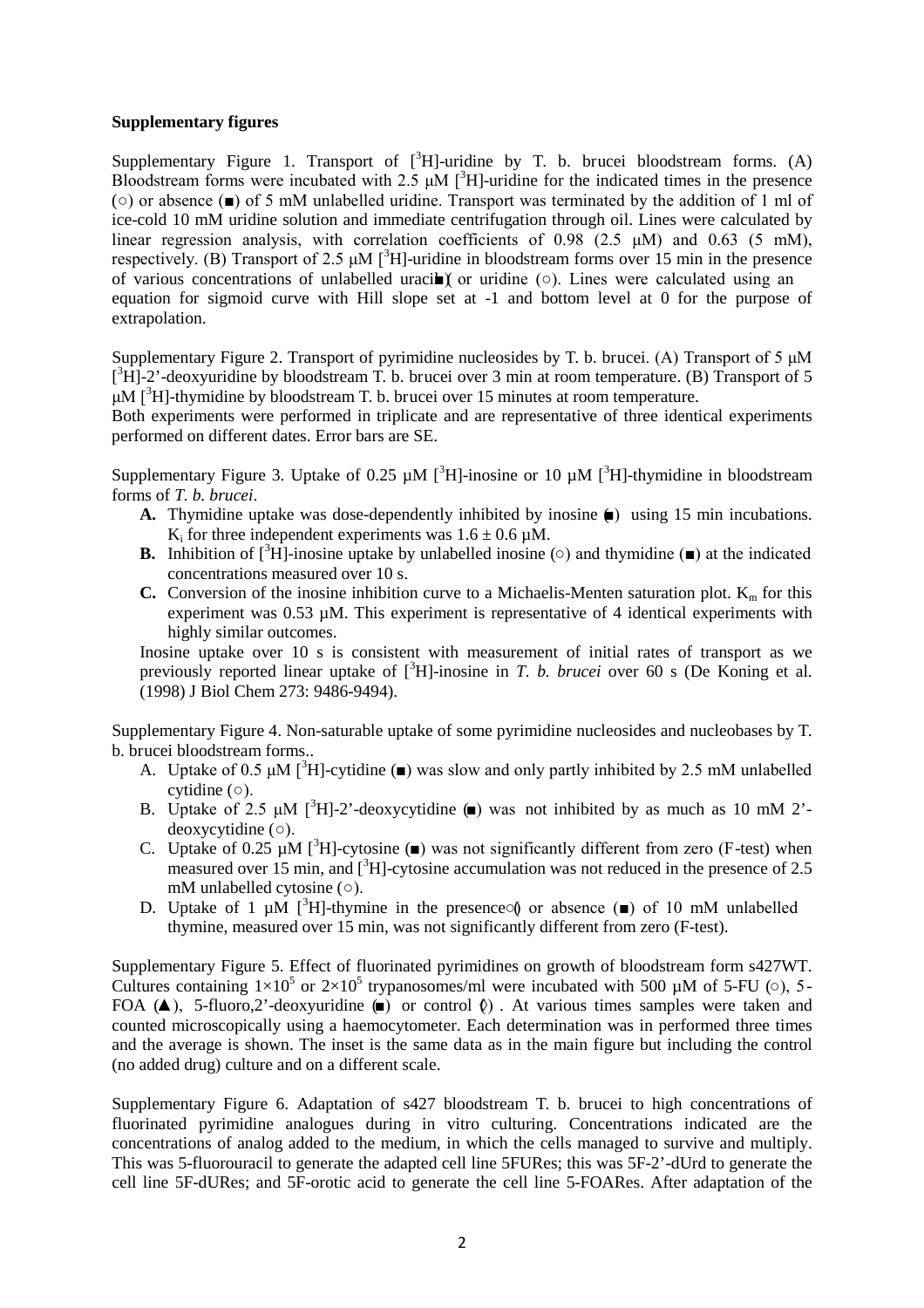**Supplementary figures**

Supplementary Figure 1. Transport of [$^3$H]-uridine by T. b. brucei bloodstream forms. (A) Bloodstream forms were incubated with 2.5 μM [$^3$H]-uridine for the indicated times in the presence (○) or absence (■) of 5 mM unlabelled uridine. Transport was terminated by the addition of 1 ml of ice-cold 10 mM uridine solution and immediate centrifugation through oil. Lines were calculated by linear regression analysis, with correlation coefficients of 0.98 (2.5 μM) and 0.63 (5 mM), respectively. (B) Transport of 2.5 μM [$^3$H]-uridine in bloodstream forms over 15 min in the presence of various concentrations of unlabelled uracil (■) or uridine (○). Lines were calculated using an equation for sigmoid curve with Hill slope set at -1 and bottom level at 0 for the purpose of extrapolation.

Supplementary Figure 2. Transport of pyrimidine nucleosides by T. b. brucei. (A) Transport of 5 μM [$^3$H]-2'-deoxyuridine by bloodstream T. b. brucei over 3 min at room temperature. (B) Transport of 5 μM [$^3$H]-thymidine by bloodstream T. b. brucei over 15 minutes at room temperature. Both experiments were performed in triplicate and are representative of three identical experiments performed on different dates. Error bars are SE.

Supplementary Figure 3. Uptake of 0.25 μM [$^3$H]-inosine or 10 μM [$^3$H]-thymidine in bloodstream forms of *T. b. brucei*.

- **A.** Thymidine uptake was dose-dependently inhibited by inosine (■) using 15 min incubations. $K_i$ for three independent experiments was 1.6 ± 0.6 μM.
- **B.** Inhibition of [$^3$H]-inosine uptake by unlabelled inosine (○) and thymidine (■) at the indicated concentrations measured over 10 s.
- **C.** Conversion of the inosine inhibition curve to a Michaelis-Menten saturation plot. $K_m$ for this experiment was 0.53 μM. This experiment is representative of 4 identical experiments with highly similar outcomes.

Inosine uptake over 10 s is consistent with measurement of initial rates of transport as we previously reported linear uptake of [$^3$H]-inosine in *T. b. brucei* over 60 s (De Koning et al. (1998) J Biol Chem 273: 9486-9494).

Supplementary Figure 4. Non-saturable uptake of some pyrimidine nucleosides and nucleobases by T. b. brucei bloodstream forms..

- A. Uptake of 0.5 μM [$^3$H]-cytidine (■) was slow and only partly inhibited by 2.5 mM unlabelled cytidine (○).
- B. Uptake of 2.5 μM [$^3$H]-2'-deoxycytidine (■) was not inhibited by as much as 10 mM 2'-deoxycytidine (○).
- C. Uptake of 0.25 μM [$^3$H]-cytosine (■) was not significantly different from zero (F-test) when measured over 15 min, and [$^3$H]-cytosine accumulation was not reduced in the presence of 2.5 mM unlabelled cytosine (○).
- D. Uptake of 1 μM [$^3$H]-thymine in the presence (○) or absence (■) of 10 mM unlabelled thymine, measured over 15 min, was not significantly different from zero (F-test).

Supplementary Figure 5. Effect of fluorinated pyrimidines on growth of bloodstream form s427WT. Cultures containing $1×10^5$ or $2×10^5$ trypanosomes/ml were incubated with 500 μM of 5-FU (○), 5-FOA (▲), 5-fluoro,2'-deoxyuridine (■) or control (◊). At various times samples were taken and counted microscopically using a haemocytometer. Each determination was in performed three times and the average is shown. The inset is the same data as in the main figure but including the control (no added drug) culture and on a different scale.

Supplementary Figure 6. Adaptation of s427 bloodstream T. b. brucei to high concentrations of fluorinated pyrimidine analogues during in vitro culturing. Concentrations indicated are the concentrations of analog added to the medium, in which the cells managed to survive and multiply. This was 5-fluorouracil to generate the adapted cell line 5FURes; this was 5F-2'-dUrd to generate the cell line 5F-dURes; and 5F-orotic acid to generate the cell line 5-FOARes. After adaptation of the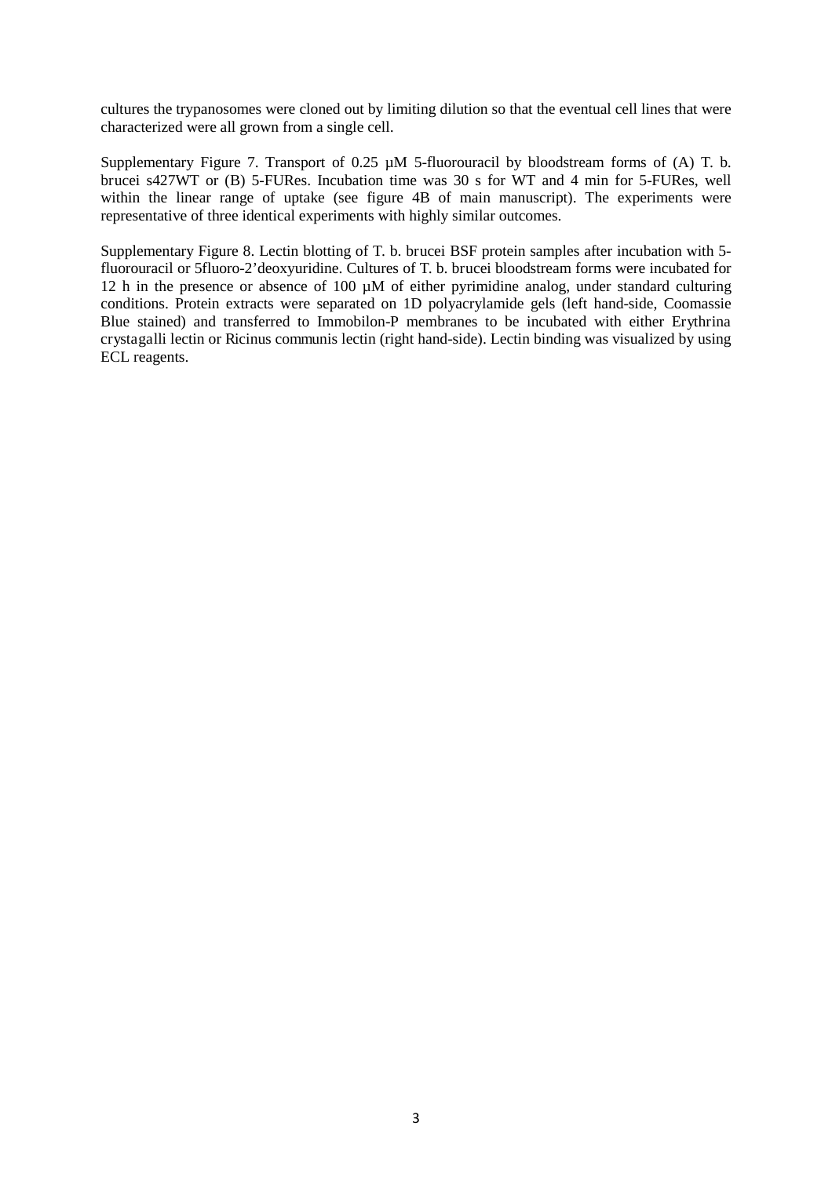cultures the trypanosomes were cloned out by limiting dilution so that the eventual cell lines that were characterized were all grown from a single cell.

Supplementary Figure 7. Transport of 0.25 µM 5-fluorouracil by bloodstream forms of (A) T. b. brucei s427WT or (B) 5-FURes. Incubation time was 30 s for WT and 4 min for 5-FURes, well within the linear range of uptake (see figure 4B of main manuscript). The experiments were representative of three identical experiments with highly similar outcomes.

Supplementary Figure 8. Lectin blotting of T. b. brucei BSF protein samples after incubation with 5-fluorouracil or 5fluoro-2'deoxyuridine. Cultures of T. b. brucei bloodstream forms were incubated for 12 h in the presence or absence of 100 µM of either pyrimidine analog, under standard culturing conditions. Protein extracts were separated on 1D polyacrylamide gels (left hand-side, Coomassie Blue stained) and transferred to Immobilon-P membranes to be incubated with either Erythrina crystagalli lectin or Ricinus communis lectin (right hand-side). Lectin binding was visualized by using ECL reagents.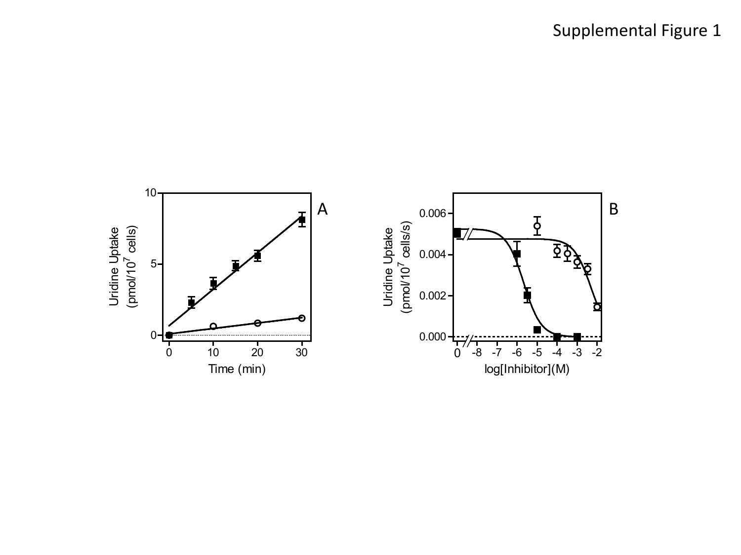Supplemental Figure 1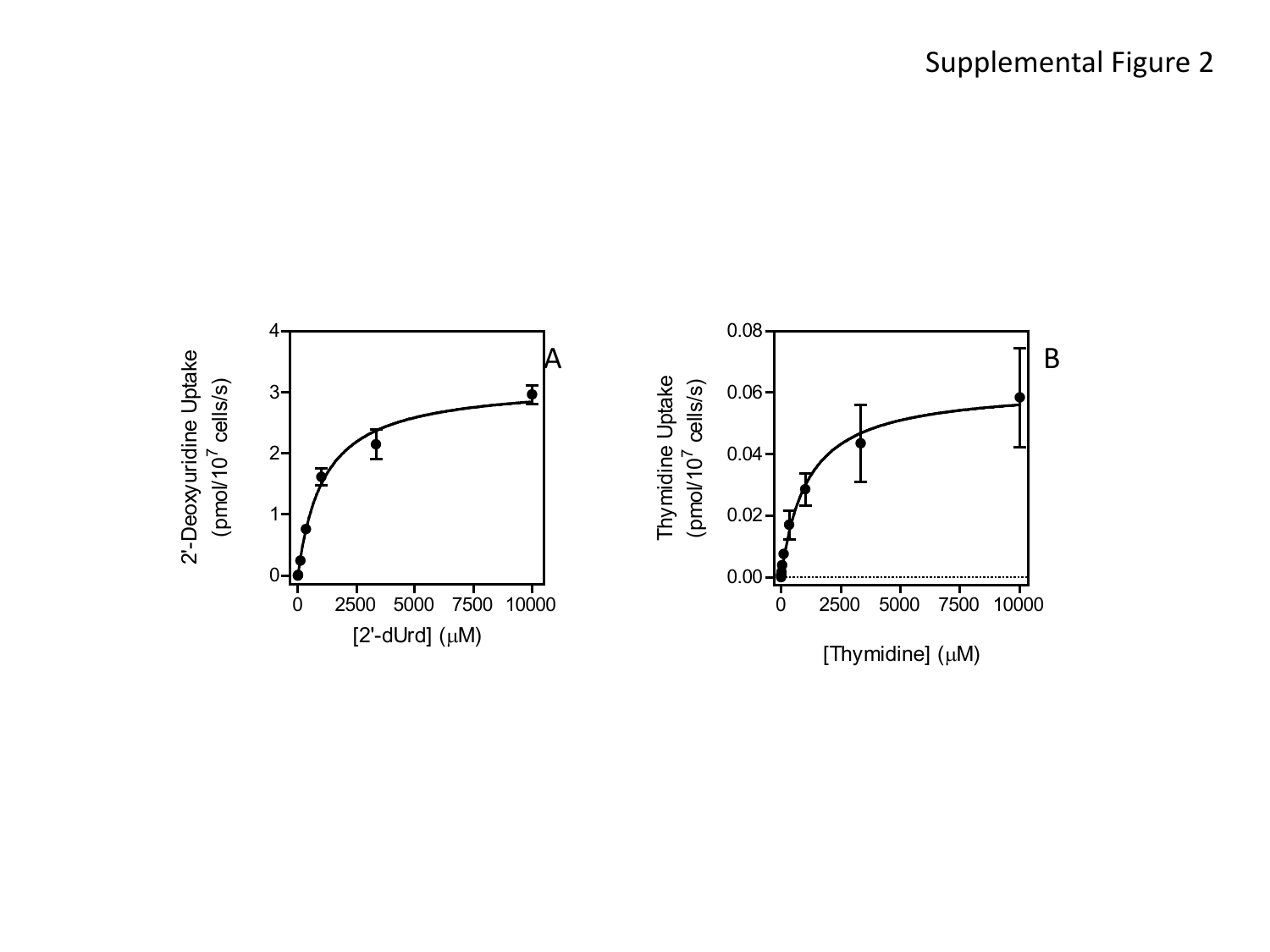Supplemental Figure 2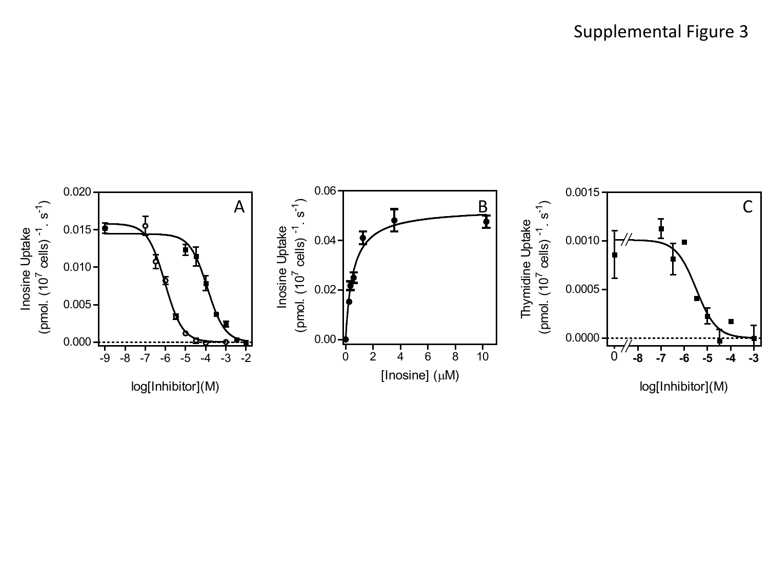# Supplemental Figure 3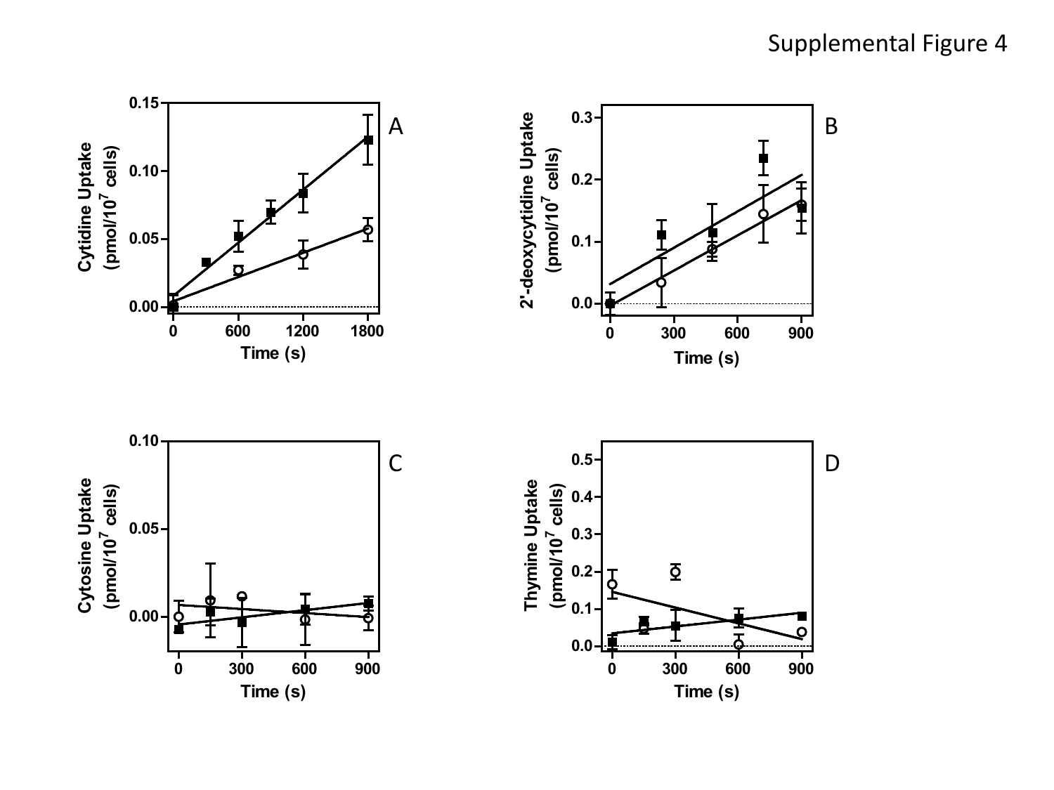Supplemental Figure 4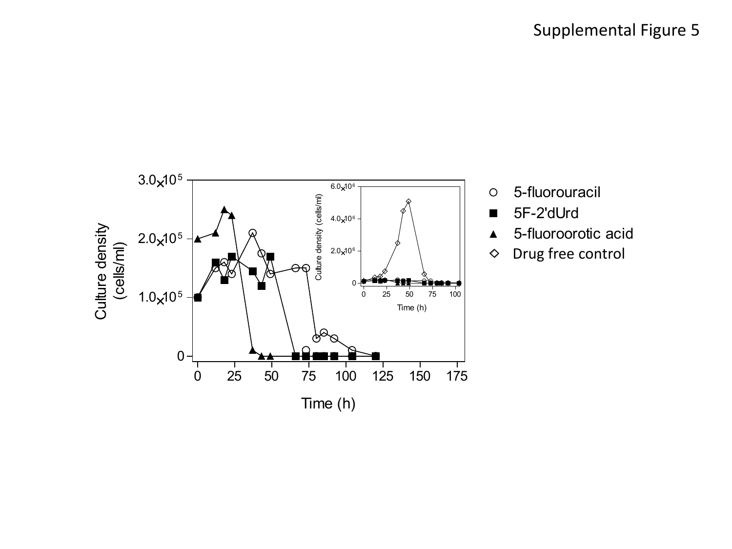Supplemental Figure 5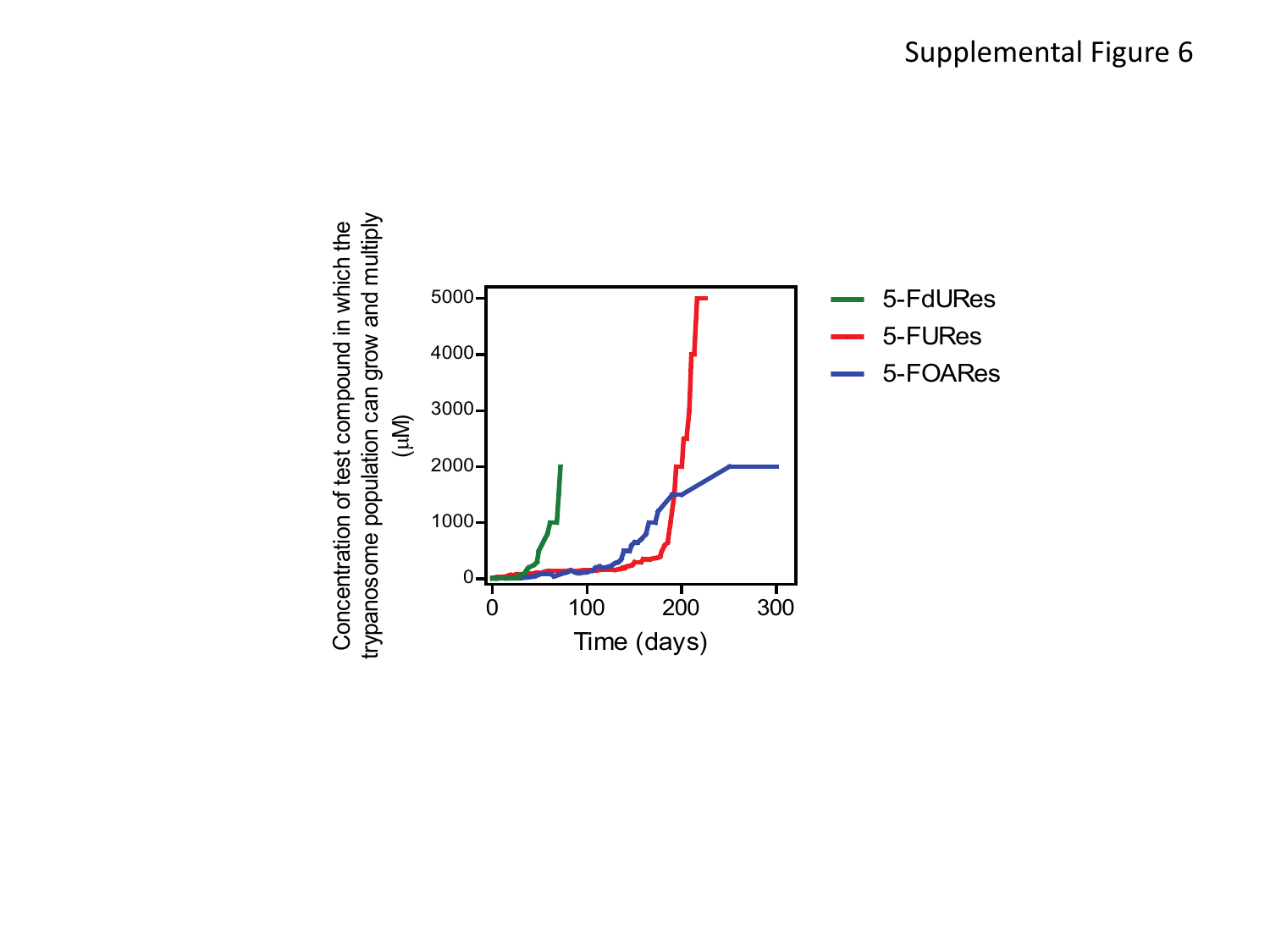Supplemental Figure 6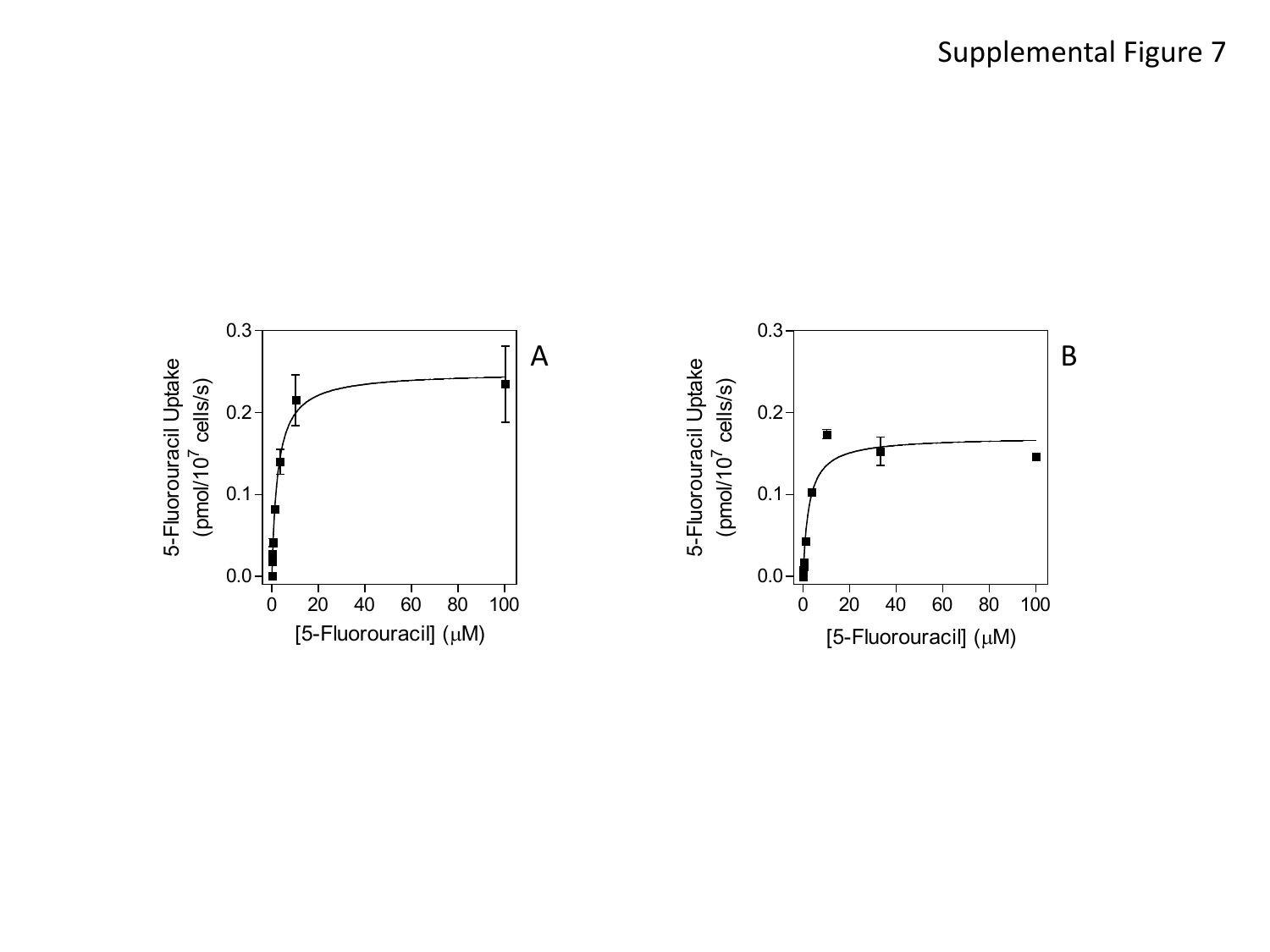# Supplemental Figure 7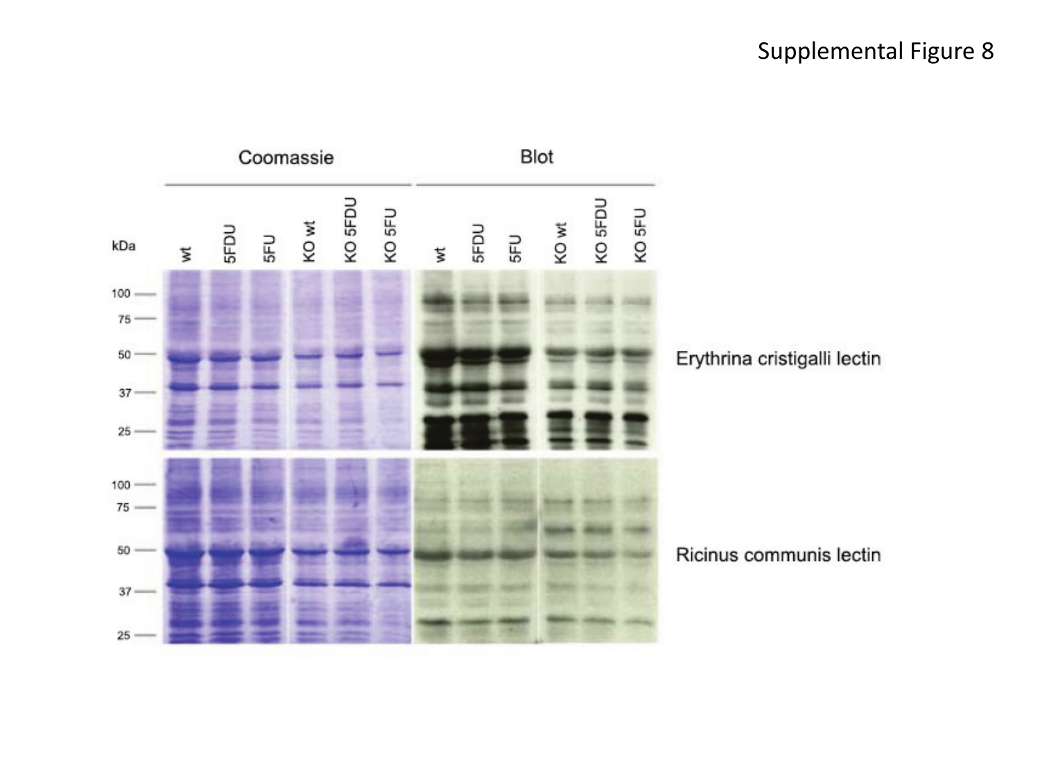Supplemental Figure 8

Coomassie

Blot

kDa

wt
5FDU
5FU
KO wt
KO 5FDU
KO 5FU

wt
5FDU
5FU
KO wt
KO 5FDU
KO 5FU

100
75
50
37
25

Erythrina cristigalli lectin

100
75
50
37
25

Ricinus communis lectin